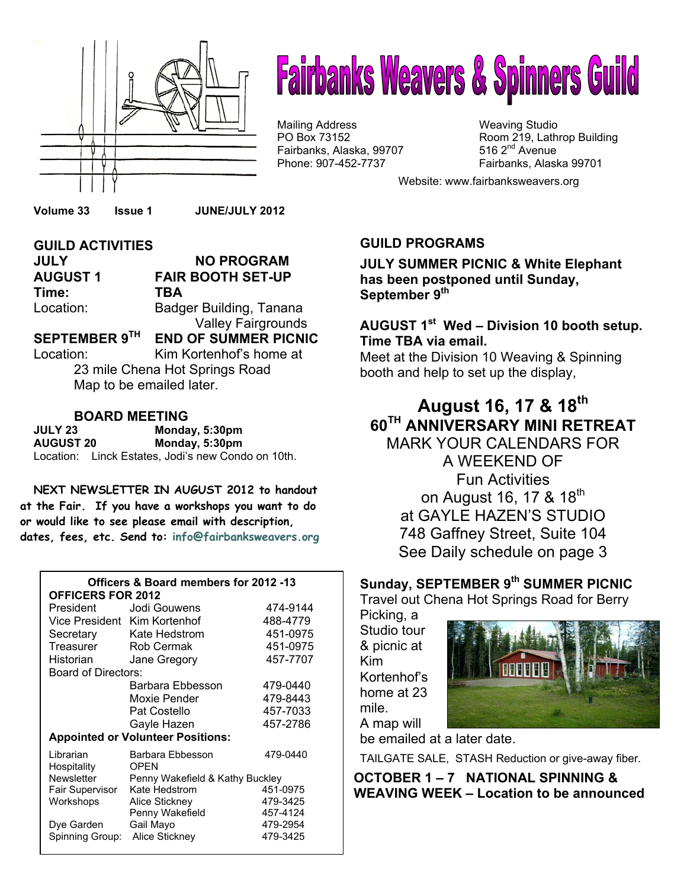# Fairbanks Weavers & Spinners Guild

Mailing Address
PO Box 73152
Fairbanks, Alaska, 99707
Phone: 907-452-7737

Weaving Studio
Room 219, Lathrop Building
516 2nd Avenue
Fairbanks, Alaska 99701

Website: www.fairbanksweavers.org

**Volume 33 Issue 1 JUNE/JULY 2012**

## GUILD ACTIVITIES

**JULY** — **NO PROGRAM**

**AUGUST 1** — **FAIR BOOTH SET-UP**
**Time:** **TBA**
Location: Badger Building, Tanana Valley Fairgrounds

**SEPTEMBER 9TH** — **END OF SUMMER PICNIC**
Location: Kim Kortenhof's home at 23 mile Chena Hot Springs Road
Map to be emailed later.

### BOARD MEETING

**JULY 23** — **Monday, 5:30pm**
**AUGUST 20** — **Monday, 5:30pm**
Location: Linck Estates, Jodi's new Condo on 10th.

**NEXT NEWSLETTER IN AUGUST 2012 to handout at the Fair. If you have a workshops you want to do or would like to see please email with description, dates, fees, etc. Send to:** info@fairbanksweavers.org

**Officers & Board members for 2012 -13**

| **OFFICERS FOR 2012** | | |
|---|---|---|
| President | Jodi Gouwens | 474-9144 |
| Vice President | Kim Kortenhof | 488-4779 |
| Secretary | Kate Hedstrom | 451-0975 |
| Treasurer | Rob Cermak | 451-0975 |
| Historian | Jane Gregory | 457-7707 |
| Board of Directors: | | |
| | Barbara Ebbesson | 479-0440 |
| | Moxie Pender | 479-8443 |
| | Pat Costello | 457-7033 |
| | Gayle Hazen | 457-2786 |
| **Appointed or Volunteer Positions:** | | |
| Librarian | Barbara Ebbesson | 479-0440 |
| Hospitality | OPEN | |
| Newsletter | Penny Wakefield & Kathy Buckley | |
| Fair Supervisor | Kate Hedstrom | 451-0975 |
| Workshops | Alice Stickney | 479-3425 |
| | Penny Wakefield | 457-4124 |
| Dye Garden | Gail Mayo | 479-2954 |
| Spinning Group: | Alice Stickney | 479-3425 |

## GUILD PROGRAMS

**JULY SUMMER PICNIC & White Elephant has been postponed until Sunday, September 9th**

**AUGUST 1st Wed – Division 10 booth setup. Time TBA via email.**
Meet at the Division 10 Weaving & Spinning booth and help to set up the display,

## August 16, 17 & 18th
## 60TH ANNIVERSARY MINI RETREAT

MARK YOUR CALENDARS FOR A WEEKEND OF Fun Activities on August 16, 17 & 18th at GAYLE HAZEN'S STUDIO 748 Gaffney Street, Suite 104
See Daily schedule on page 3

### Sunday, SEPTEMBER 9th SUMMER PICNIC

Travel out Chena Hot Springs Road for Berry Picking, a Studio tour & picnic at Kim Kortenhof's home at 23 mile. A map will be emailed at a later date.

TAILGATE SALE, STASH Reduction or give-away fiber.

**OCTOBER 1 – 7 NATIONAL SPINNING & WEAVING WEEK – Location to be announced**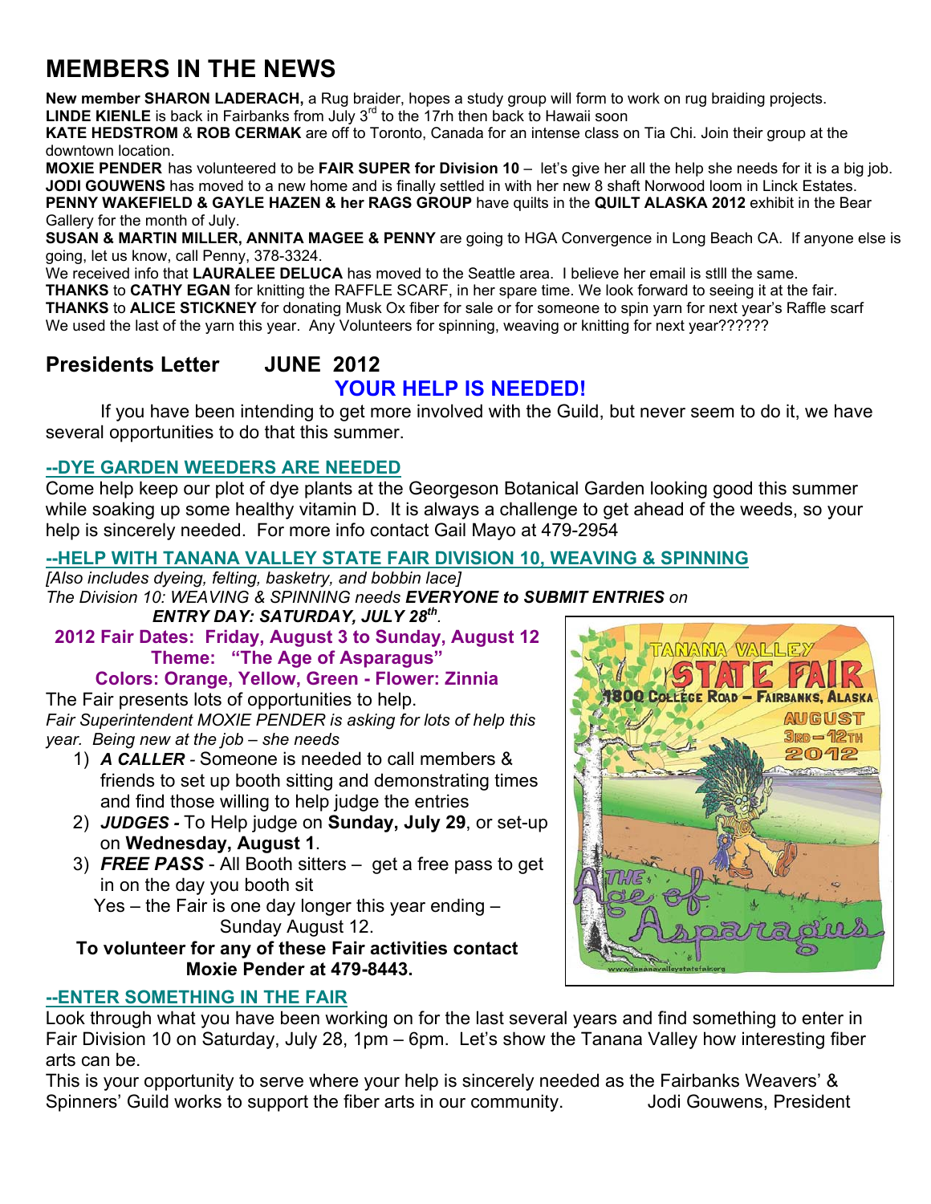# MEMBERS IN THE NEWS

**New member SHARON LADERACH,** a Rug braider, hopes a study group will form to work on rug braiding projects.
**LINDE KIENLE** is back in Fairbanks from July 3rd to the 17rh then back to Hawaii soon
**KATE HEDSTROM** & **ROB CERMAK** are off to Toronto, Canada for an intense class on Tia Chi. Join their group at the downtown location.
**MOXIE PENDER** has volunteered to be **FAIR SUPER for Division 10** – let's give her all the help she needs for it is a big job.
**JODI GOUWENS** has moved to a new home and is finally settled in with her new 8 shaft Norwood loom in Linck Estates.
**PENNY WAKEFIELD & GAYLE HAZEN & her RAGS GROUP** have quilts in the **QUILT ALASKA 2012** exhibit in the Bear Gallery for the month of July.
**SUSAN & MARTIN MILLER, ANNITA MAGEE & PENNY** are going to HGA Convergence in Long Beach CA. If anyone else is going, let us know, call Penny, 378-3324.
We received info that **LAURALEE DELUCA** has moved to the Seattle area. I believe her email is stlll the same.
**THANKS** to **CATHY EGAN** for knitting the RAFFLE SCARF, in her spare time. We look forward to seeing it at the fair.
**THANKS** to **ALICE STICKNEY** for donating Musk Ox fiber for sale or for someone to spin yarn for next year's Raffle scarf We used the last of the yarn this year. Any Volunteers for spinning, weaving or knitting for next year??????

## Presidents Letter JUNE 2012

### YOUR HELP IS NEEDED!

If you have been intending to get more involved with the Guild, but never seem to do it, we have several opportunities to do that this summer.

**--DYE GARDEN WEEDERS ARE NEEDED**

Come help keep our plot of dye plants at the Georgeson Botanical Garden looking good this summer while soaking up some healthy vitamin D. It is always a challenge to get ahead of the weeds, so your help is sincerely needed. For more info contact Gail Mayo at 479-2954

**--HELP WITH TANANA VALLEY STATE FAIR DIVISION 10, WEAVING & SPINNING**

*[Also includes dyeing, felting, basketry, and bobbin lace]*
*The Division 10: WEAVING & SPINNING needs* ***EVERYONE to SUBMIT ENTRIES*** *on*
***ENTRY DAY: SATURDAY, JULY 28th***.

**2012 Fair Dates: Friday, August 3 to Sunday, August 12**
**Theme: "The Age of Asparagus"**
**Colors: Orange, Yellow, Green - Flower: Zinnia**

The Fair presents lots of opportunities to help.
*Fair Superintendent MOXIE PENDER is asking for lots of help this year. Being new at the job – she needs*

1) ***A CALLER*** - Someone is needed to call members & friends to set up booth sitting and demonstrating times and find those willing to help judge the entries
2) ***JUDGES -*** To Help judge on **Sunday, July 29**, or set-up on **Wednesday, August 1**.
3) ***FREE PASS*** - All Booth sitters – get a free pass to get in on the day you booth sit

Yes – the Fair is one day longer this year ending – Sunday August 12.

**To volunteer for any of these Fair activities contact Moxie Pender at 479-8443.**

TANANA VALLEY STATE FAIR
1800 College Road – Fairbanks, Alaska
AUGUST 3rd – 12th 2012
The Age of Asparagus
www.tananavalleystatefair.org

**--ENTER SOMETHING IN THE FAIR**

Look through what you have been working on for the last several years and find something to enter in Fair Division 10 on Saturday, July 28, 1pm – 6pm. Let's show the Tanana Valley how interesting fiber arts can be.

This is your opportunity to serve where your help is sincerely needed as the Fairbanks Weavers' & Spinners' Guild works to support the fiber arts in our community. Jodi Gouwens, President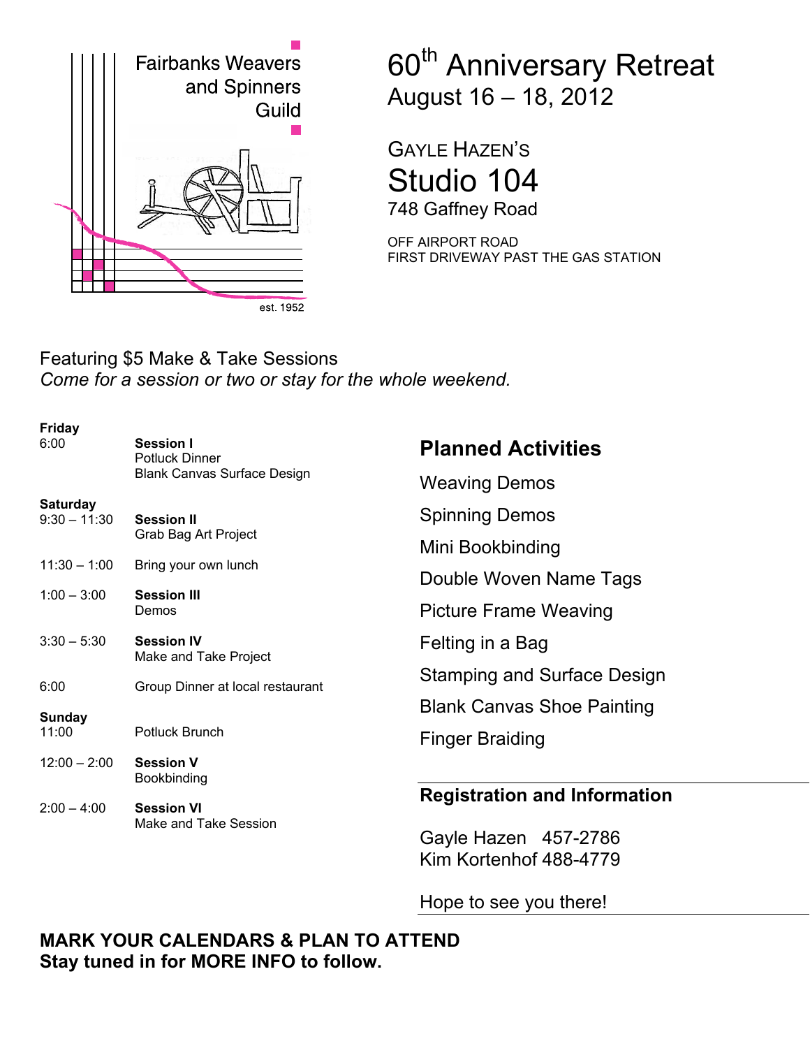Fairbanks Weavers and Spinners Guild

est. 1952

# 60th Anniversary Retreat

## August 16 – 18, 2012

GAYLE HAZEN'S

## Studio 104

748 Gaffney Road

OFF AIRPORT ROAD
FIRST DRIVEWAY PAST THE GAS STATION

Featuring $5 Make & Take Sessions

*Come for a session or two or stay for the whole weekend.*

**Friday**

| | |
|---|---|
| 6:00 | **Session I** Potluck Dinner Blank Canvas Surface Design |

**Saturday**

| | |
|---|---|
| 9:30 – 11:30 | **Session II** Grab Bag Art Project |
| 11:30 – 1:00 | Bring your own lunch |
| 1:00 – 3:00 | **Session III** Demos |
| 3:30 – 5:30 | **Session IV** Make and Take Project |
| 6:00 | Group Dinner at local restaurant |

**Sunday**

| | |
|---|---|
| 11:00 | Potluck Brunch |
| 12:00 – 2:00 | **Session V** Bookbinding |
| 2:00 – 4:00 | **Session VI** Make and Take Session |

## Planned Activities

Weaving Demos

Spinning Demos

Mini Bookbinding

Double Woven Name Tags

Picture Frame Weaving

Felting in a Bag

Stamping and Surface Design

Blank Canvas Shoe Painting

Finger Braiding

## Registration and Information

Gayle Hazen 457-2786
Kim Kortenhof 488-4779

Hope to see you there!

**MARK YOUR CALENDARS & PLAN TO ATTEND**
**Stay tuned in for MORE INFO to follow.**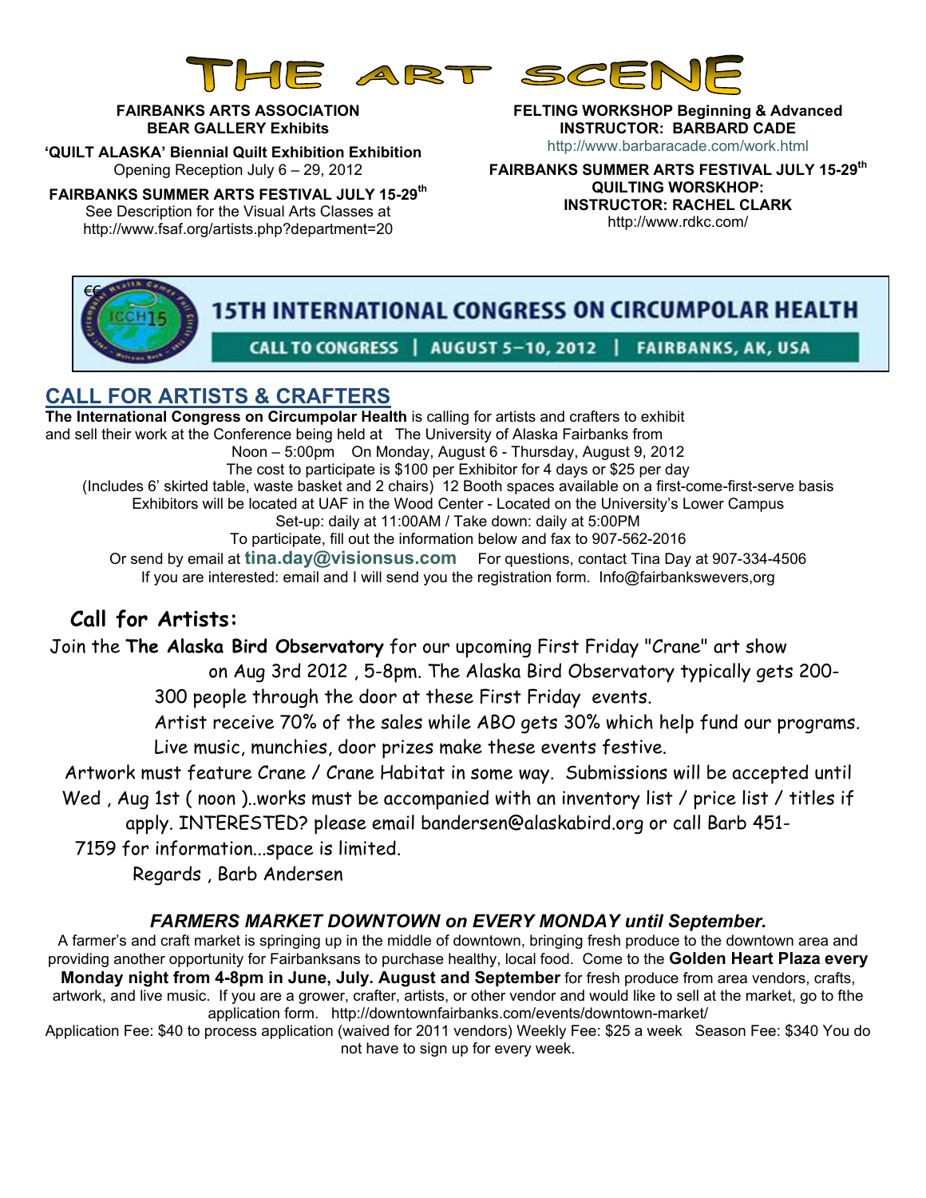# THE ART SCENE

**FAIRBANKS ARTS ASSOCIATION**
**BEAR GALLERY Exhibits**

**'QUILT ALASKA' Biennial Quilt Exhibition Exhibition**
Opening Reception July 6 – 29, 2012

**FAIRBANKS SUMMER ARTS FESTIVAL JULY 15-29th**
See Description for the Visual Arts Classes at
http://www.fsaf.org/artists.php?department=20

**FELTING WORKSHOP Beginning & Advanced**
**INSTRUCTOR: BARBARD CADE**
http://www.barbaracade.com/work.html

**FAIRBANKS SUMMER ARTS FESTIVAL JULY 15-29th**
**QUILTING WORSKHOP:**
**INSTRUCTOR: RACHEL CLARK**
http://www.rdkc.com/

**15TH INTERNATIONAL CONGRESS ON CIRCUMPOLAR HEALTH**
CALL TO CONGRESS | AUGUST 5–10, 2012 | FAIRBANKS, AK, USA

## CALL FOR ARTISTS & CRAFTERS

**The International Congress on Circumpolar Health** is calling for artists and crafters to exhibit and sell their work at the Conference being held at The University of Alaska Fairbanks from Noon – 5:00pm On Monday, August 6 - Thursday, August 9, 2012
The cost to participate is $100 per Exhibitor for 4 days or $25 per day
(Includes 6' skirted table, waste basket and 2 chairs) 12 Booth spaces available on a first-come-first-serve basis
Exhibitors will be located at UAF in the Wood Center - Located on the University's Lower Campus
Set-up: daily at 11:00AM / Take down: daily at 5:00PM
To participate, fill out the information below and fax to 907-562-2016
Or send by email at **tina.day@visionsus.com** For questions, contact Tina Day at 907-334-4506
If you are interested: email and I will send you the registration form. Info@fairbankswevers,org

## Call for Artists:

Join the **The Alaska Bird Observatory** for our upcoming First Friday "Crane" art show on Aug 3rd 2012 , 5-8pm. The Alaska Bird Observatory typically gets 200-300 people through the door at these First Friday events.
Artist receive 70% of the sales while ABO gets 30% which help fund our programs.
Live music, munchies, door prizes make these events festive.
Artwork must feature Crane / Crane Habitat in some way. Submissions will be accepted until Wed , Aug 1st ( noon )..works must be accompanied with an inventory list / price list / titles if apply. INTERESTED? please email bandersen@alaskabird.org or call Barb 451-7159 for information...space is limited.
Regards , Barb Andersen

### *FARMERS MARKET DOWNTOWN on EVERY MONDAY until September.*

A farmer's and craft market is springing up in the middle of downtown, bringing fresh produce to the downtown area and providing another opportunity for Fairbanksans to purchase healthy, local food. Come to the **Golden Heart Plaza every Monday night from 4-8pm in June, July. August and September** for fresh produce from area vendors, crafts, artwork, and live music. If you are a grower, crafter, artists, or other vendor and would like to sell at the market, go to fthe application form. http://downtownfairbanks.com/events/downtown-market/
Application Fee: $40 to process application (waived for 2011 vendors) Weekly Fee: $25 a week Season Fee: $340 You do not have to sign up for every week.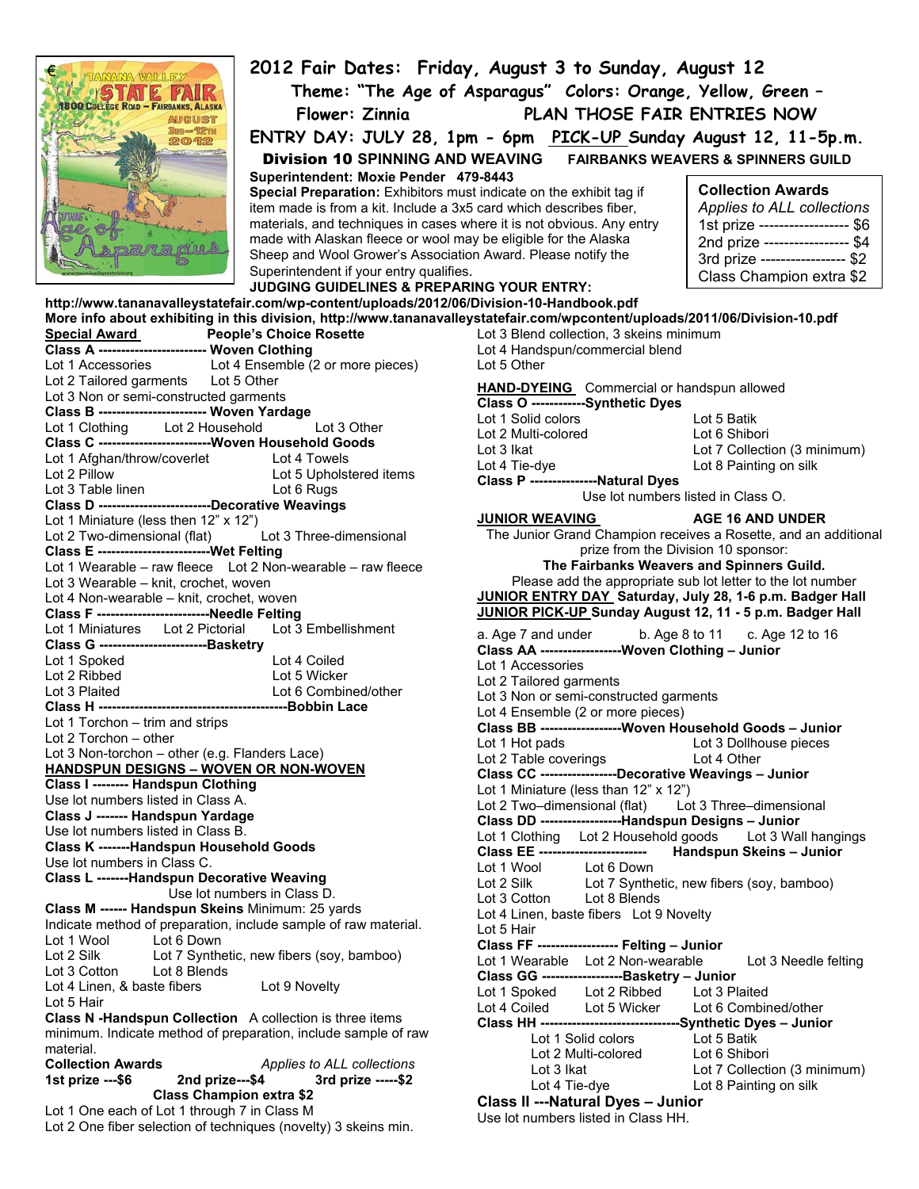# 2012 Fair Dates: Friday, August 3 to Sunday, August 12

**Theme: "The Age of Asparagus" Colors: Orange, Yellow, Green –**

**Flower: Zinnia PLAN THOSE FAIR ENTRIES NOW**

**ENTRY DAY: JULY 28, 1pm - 6pm PICK-UP Sunday August 12, 11-5p.m.**

## Division 10 SPINNING AND WEAVING — FAIRBANKS WEAVERS & SPINNERS GUILD

**Superintendent: Moxie Pender 479-8443**

**Special Preparation:** Exhibitors must indicate on the exhibit tag if item made is from a kit. Include a 3x5 card which describes fiber, materials, and techniques in cases where it is not obvious. Any entry made with Alaskan fleece or wool may be eligible for the Alaska Sheep and Wool Grower's Association Award. Please notify the Superintendent if your entry qualifies.

**Collection Awards**
*Applies to ALL collections*
1st prize ------------------ $6
2nd prize ----------------- $4
3rd prize ----------------- $2
Class Champion extra $2

**JUDGING GUIDELINES & PREPARING YOUR ENTRY:**
**http://www.tananavalleystatefair.com/wp-content/uploads/2012/06/Division-10-Handbook.pdf**
**More info about exhibiting in this division, http://www.tananavalleystatefair.com/wpcontent/uploads/2011/06/Division-10.pdf**

**Special Award** — **People's Choice Rosette**

**Class A ------------------------ Woven Clothing**
Lot 1 Accessories
Lot 2 Tailored garments
Lot 3 Non or semi-constructed garments
Lot 4 Ensemble (2 or more pieces)
Lot 5 Other

**Class B ------------------------ Woven Yardage**
Lot 1 Clothing
Lot 2 Household
Lot 3 Other

**Class C -------------------------Woven Household Goods**
Lot 1 Afghan/throw/coverlet
Lot 2 Pillow
Lot 3 Table linen
Lot 4 Towels
Lot 5 Upholstered items
Lot 6 Rugs

**Class D -------------------------Decorative Weavings**
Lot 1 Miniature (less then 12" x 12")
Lot 2 Two-dimensional (flat)
Lot 3 Three-dimensional

**Class E -------------------------Wet Felting**
Lot 1 Wearable – raw fleece
Lot 2 Non-wearable – raw fleece
Lot 3 Wearable – knit, crochet, woven
Lot 4 Non-wearable – knit, crochet, woven

**Class F -------------------------Needle Felting**
Lot 1 Miniatures
Lot 2 Pictorial
Lot 3 Embellishment

**Class G ------------------------Basketry**
Lot 1 Spoked
Lot 2 Ribbed
Lot 3 Plaited
Lot 4 Coiled
Lot 5 Wicker
Lot 6 Combined/other

**Class H -------------------------------------------Bobbin Lace**
Lot 1 Torchon – trim and strips
Lot 2 Torchon – other
Lot 3 Non-torchon – other (e.g. Flanders Lace)

**HANDSPUN DESIGNS – WOVEN OR NON-WOVEN**

**Class I -------- Handspun Clothing**
Use lot numbers listed in Class A.

**Class J ------- Handspun Yardage**
Use lot numbers listed in Class B.

**Class K -------Handspun Household Goods**
Use lot numbers in Class C.

**Class L -------Handspun Decorative Weaving**
Use lot numbers in Class D.

**Class M ------ Handspun Skeins** Minimum: 25 yards
Indicate method of preparation, include sample of raw material.
Lot 1 Wool
Lot 2 Silk
Lot 3 Cotton
Lot 4 Linen, & baste fibers
Lot 5 Hair
Lot 6 Down
Lot 7 Synthetic, new fibers (soy, bamboo)
Lot 8 Blends
Lot 9 Novelty

**Class N -Handspun Collection** A collection is three items minimum. Indicate method of preparation, include sample of raw material.

**Collection Awards** *Applies to ALL collections*
**1st prize ---$6 2nd prize---$4 3rd prize -----$2**
**Class Champion extra $2**

Lot 1 One each of Lot 1 through 7 in Class M
Lot 2 One fiber selection of techniques (novelty) 3 skeins min.
Lot 3 Blend collection, 3 skeins minimum
Lot 4 Handspun/commercial blend
Lot 5 Other

**HAND-DYEING** Commercial or handspun allowed

**Class O ------------Synthetic Dyes**
Lot 1 Solid colors
Lot 2 Multi-colored
Lot 3 Ikat
Lot 4 Tie-dye
Lot 5 Batik
Lot 6 Shibori
Lot 7 Collection (3 minimum)
Lot 8 Painting on silk

**Class P ---------------Natural Dyes**
Use lot numbers listed in Class O.

**JUNIOR WEAVING** — **AGE 16 AND UNDER**

The Junior Grand Champion receives a Rosette, and an additional prize from the Division 10 sponsor:
**The Fairbanks Weavers and Spinners Guild.**
Please add the appropriate sub lot letter to the lot number

**JUNIOR ENTRY DAY Saturday, July 28, 1-6 p.m. Badger Hall**
**JUNIOR PICK-UP Sunday August 12, 11 - 5 p.m. Badger Hall**

a. Age 7 and under b. Age 8 to 11 c. Age 12 to 16

**Class AA ------------------Woven Clothing – Junior**
Lot 1 Accessories
Lot 2 Tailored garments
Lot 3 Non or semi-constructed garments
Lot 4 Ensemble (2 or more pieces)

**Class BB ------------------Woven Household Goods – Junior**
Lot 1 Hot pads
Lot 2 Table coverings
Lot 3 Dollhouse pieces
Lot 4 Other

**Class CC -----------------Decorative Weavings – Junior**
Lot 1 Miniature (less than 12" x 12")
Lot 2 Two–dimensional (flat)
Lot 3 Three–dimensional

**Class DD ------------------Handspun Designs – Junior**
Lot 1 Clothing
Lot 2 Household goods
Lot 3 Wall hangings

**Class EE ------------------------ Handspun Skeins – Junior**
Lot 1 Wool
Lot 2 Silk
Lot 3 Cotton
Lot 4 Linen, baste fibers
Lot 5 Hair
Lot 6 Down
Lot 7 Synthetic, new fibers (soy, bamboo)
Lot 8 Blends
Lot 9 Novelty

**Class FF ------------------ Felting – Junior**
Lot 1 Wearable
Lot 2 Non-wearable
Lot 3 Needle felting

**Class GG ------------------Basketry – Junior**
Lot 1 Spoked
Lot 2 Ribbed
Lot 3 Plaited
Lot 4 Coiled
Lot 5 Wicker
Lot 6 Combined/other

**Class HH -------------------------------Synthetic Dyes – Junior**
Lot 1 Solid colors
Lot 2 Multi-colored
Lot 3 Ikat
Lot 4 Tie-dye
Lot 5 Batik
Lot 6 Shibori
Lot 7 Collection (3 minimum)
Lot 8 Painting on silk

**Class II ---Natural Dyes – Junior**
Use lot numbers listed in Class HH.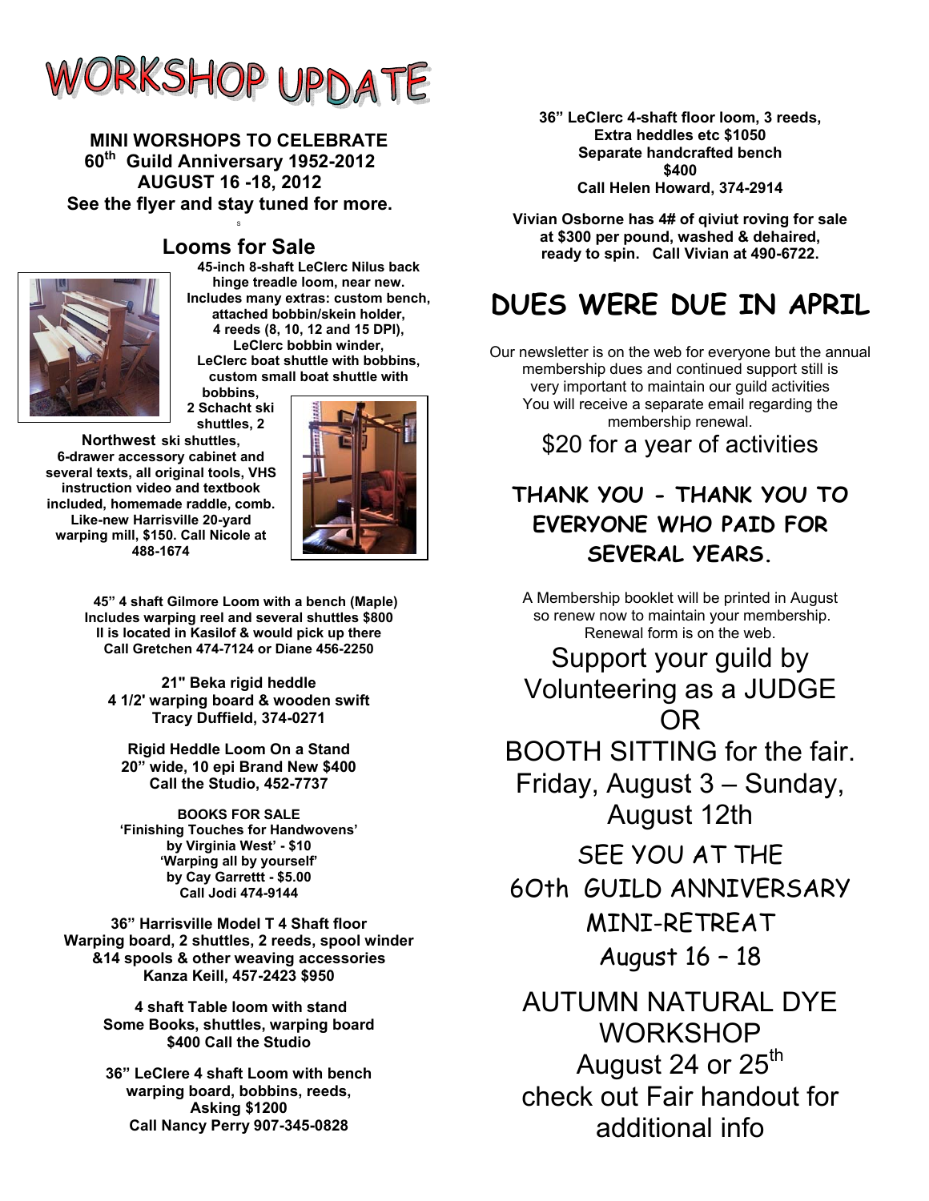# WORKSHOP UPDATE

**MINI WORSHOPS TO CELEBRATE**
**60th Guild Anniversary 1952-2012**
**AUGUST 16 -18, 2012**
**See the flyer and stay tuned for more.**

## Looms for Sale

**45-inch 8-shaft LeClerc Nilus back hinge treadle loom, near new. Includes many extras: custom bench, attached bobbin/skein holder, 4 reeds (8, 10, 12 and 15 DPI), LeClerc bobbin winder, LeClerc boat shuttle with bobbins, custom small boat shuttle with bobbins, 2 Schacht ski shuttles, 2 Northwest ski shuttles, 6-drawer accessory cabinet and several texts, all original tools, VHS instruction video and textbook included, homemade raddle, comb. Like-new Harrisville 20-yard warping mill, $150. Call Nicole at 488-1674**

**45" 4 shaft Gilmore Loom with a bench (Maple)**
**Includes warping reel and several shuttles $800**
**II is located in Kasilof & would pick up there**
**Call Gretchen 474-7124 or Diane 456-2250**

**21" Beka rigid heddle**
**4 1/2' warping board & wooden swift**
**Tracy Duffield, 374-0271**

**Rigid Heddle Loom On a Stand**
**20" wide, 10 epi Brand New $400**
**Call the Studio, 452-7737**

**BOOKS FOR SALE**
**'Finishing Touches for Handwovens' by Virginia West' - $10**
**'Warping all by yourself' by Cay Garrettt - $5.00**
**Call Jodi 474-9144**

**36" Harrisville Model T 4 Shaft floor**
**Warping board, 2 shuttles, 2 reeds, spool winder &14 spools & other weaving accessories**
**Kanza Keill, 457-2423 $950**

**4 shaft Table loom with stand**
**Some Books, shuttles, warping board**
**$400 Call the Studio**

**36" LeClere 4 shaft Loom with bench**
**warping board, bobbins, reeds,**
**Asking $1200**
**Call Nancy Perry 907-345-0828**

**36" LeClerc 4-shaft floor loom, 3 reeds, Extra heddles etc $1050**
**Separate handcrafted bench**
**$400**
**Call Helen Howard, 374-2914**

**Vivian Osborne has 4# of qiviut roving for sale at $300 per pound, washed & dehaired, ready to spin. Call Vivian at 490-6722.**

## DUES WERE DUE IN APRIL

Our newsletter is on the web for everyone but the annual membership dues and continued support still is very important to maintain our guild activities You will receive a separate email regarding the membership renewal.

$20 for a year of activities

### THANK YOU - THANK YOU TO EVERYONE WHO PAID FOR SEVERAL YEARS.

A Membership booklet will be printed in August so renew now to maintain your membership. Renewal form is on the web.

Support your guild by Volunteering as a JUDGE OR BOOTH SITTING for the fair. Friday, August 3 – Sunday, August 12th

SEE YOU AT THE 60th GUILD ANNIVERSARY MINI-RETREAT August 16 – 18

AUTUMN NATURAL DYE WORKSHOP August 24 or 25th check out Fair handout for additional info